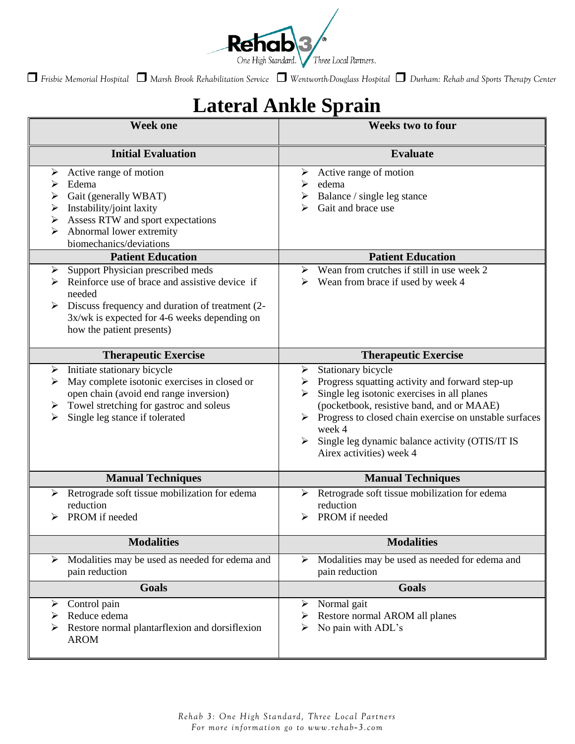Rehab 3®
One High Standard. Three Local Partners.

❒ Frisbie Memorial Hospital ❒ Marsh Brook Rehabilitation Service ❒ Wentworth-Douglass Hospital ❒ Durham: Rehab and Sports Therapy Center

# Lateral Ankle Sprain

| Week one | Weeks two to four |
|---|---|
| **Initial Evaluation** | **Evaluate** |
| ➢ Active range of motion<br>➢ Edema<br>➢ Gait (generally WBAT)<br>➢ Instability/joint laxity<br>➢ Assess RTW and sport expectations<br>➢ Abnormal lower extremity biomechanics/deviations | ➢ Active range of motion<br>➢ edema<br>➢ Balance / single leg stance<br>➢ Gait and brace use |
| **Patient Education** | **Patient Education** |
| ➢ Support Physician prescribed meds<br>➢ Reinforce use of brace and assistive device if needed<br>➢ Discuss frequency and duration of treatment (2-3x/wk is expected for 4-6 weeks depending on how the patient presents) | ➢ Wean from crutches if still in use week 2<br>➢ Wean from brace if used by week 4 |
| **Therapeutic Exercise** | **Therapeutic Exercise** |
| ➢ Initiate stationary bicycle<br>➢ May complete isotonic exercises in closed or open chain (avoid end range inversion)<br>➢ Towel stretching for gastroc and soleus<br>➢ Single leg stance if tolerated | ➢ Stationary bicycle<br>➢ Progress squatting activity and forward step-up<br>➢ Single leg isotonic exercises in all planes (pocketbook, resistive band, and or MAAE)<br>➢ Progress to closed chain exercise on unstable surfaces week 4<br>➢ Single leg dynamic balance activity (OTIS/IT IS Airex activities) week 4 |
| **Manual Techniques** | **Manual Techniques** |
| ➢ Retrograde soft tissue mobilization for edema reduction<br>➢ PROM if needed | ➢ Retrograde soft tissue mobilization for edema reduction<br>➢ PROM if needed |
| **Modalities** | **Modalities** |
| ➢ Modalities may be used as needed for edema and pain reduction | ➢ Modalities may be used as needed for edema and pain reduction |
| **Goals** | **Goals** |
| ➢ Control pain<br>➢ Reduce edema<br>➢ Restore normal plantarflexion and dorsiflexion AROM | ➢ Normal gait<br>➢ Restore normal AROM all planes<br>➢ No pain with ADL's |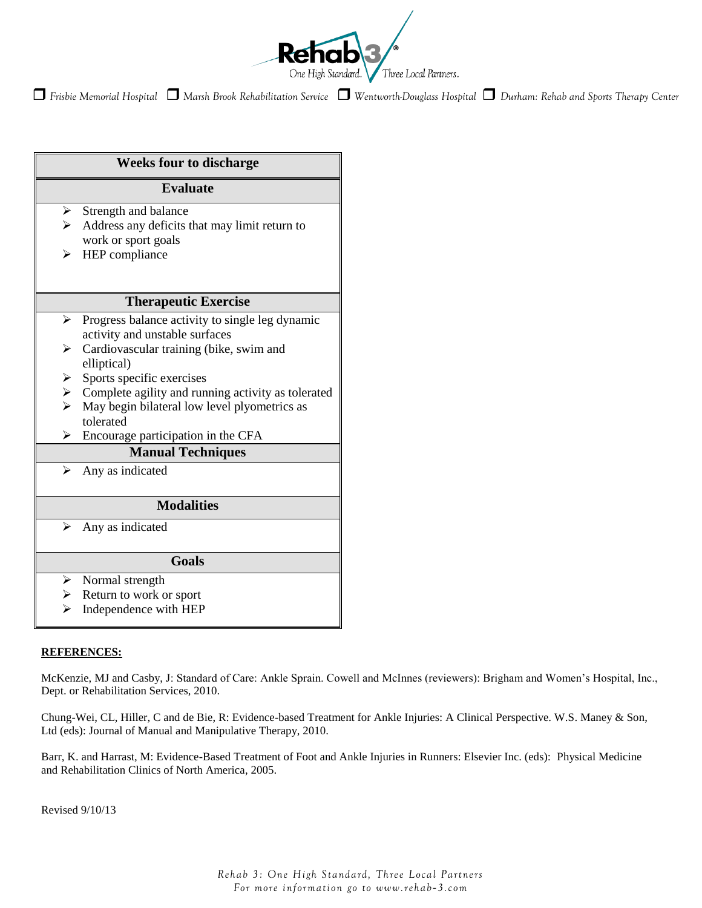Rehab 3 — One High Standard. Three Local Partners.

❒ Frisbie Memorial Hospital ❒ Marsh Brook Rehabilitation Service ❒ Wentworth-Douglass Hospital ❒ Durham: Rehab and Sports Therapy Center

| Weeks four to discharge |
| --- |
| **Evaluate** |
| ➢ Strength and balance<br>➢ Address any deficits that may limit return to work or sport goals<br>➢ HEP compliance |
| **Therapeutic Exercise** |
| ➢ Progress balance activity to single leg dynamic activity and unstable surfaces<br>➢ Cardiovascular training (bike, swim and elliptical)<br>➢ Sports specific exercises<br>➢ Complete agility and running activity as tolerated<br>➢ May begin bilateral low level plyometrics as tolerated<br>➢ Encourage participation in the CFA |
| **Manual Techniques** |
| ➢ Any as indicated |
| **Modalities** |
| ➢ Any as indicated |
| **Goals** |
| ➢ Normal strength<br>➢ Return to work or sport<br>➢ Independence with HEP |

**REFERENCES:**

McKenzie, MJ and Casby, J: Standard of Care: Ankle Sprain. Cowell and McInnes (reviewers): Brigham and Women's Hospital, Inc., Dept. or Rehabilitation Services, 2010.

Chung-Wei, CL, Hiller, C and de Bie, R: Evidence-based Treatment for Ankle Injuries: A Clinical Perspective. W.S. Maney & Son, Ltd (eds): Journal of Manual and Manipulative Therapy, 2010.

Barr, K. and Harrast, M: Evidence-Based Treatment of Foot and Ankle Injuries in Runners: Elsevier Inc. (eds): Physical Medicine and Rehabilitation Clinics of North America, 2005.

Revised 9/10/13

*Rehab 3: One High Standard, Three Local Partners*
*For more information go to www.rehab-3.com*